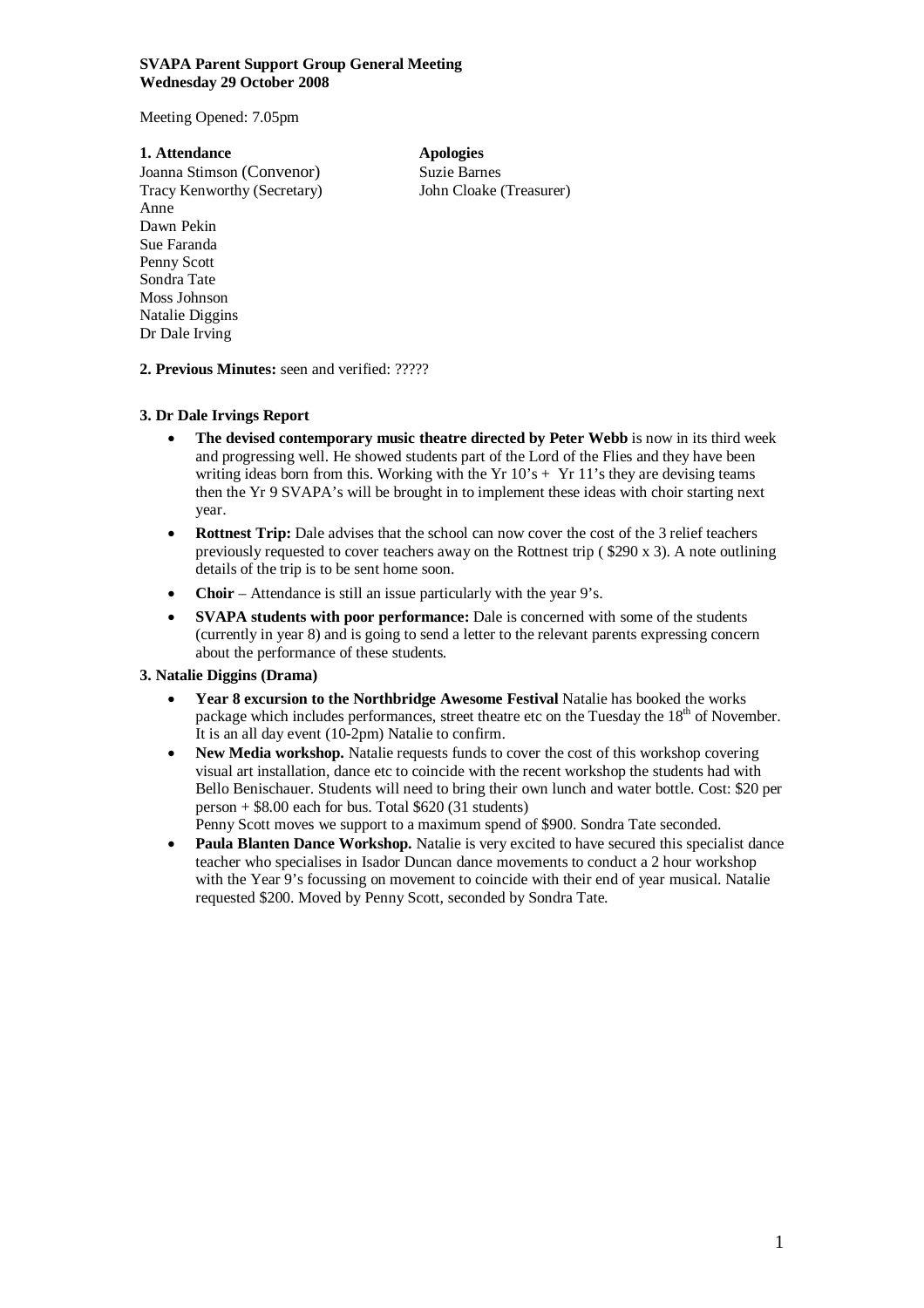**SVAPA Parent Support Group General Meeting**
**Wednesday 29 October 2008**

Meeting Opened: 7.05pm

| **1. Attendance** | **Apologies** |
|---|---|
| Joanna Stimson (Convenor) | Suzie Barnes |
| Tracy Kenworthy (Secretary) | John Cloake (Treasurer) |
| Anne | |
| Dawn Pekin | |
| Sue Faranda | |
| Penny Scott | |
| Sondra Tate | |
| Moss Johnson | |
| Natalie Diggins | |
| Dr Dale Irving | |

**2. Previous Minutes:** seen and verified: ?????

**3. Dr Dale Irvings Report**

- **The devised contemporary music theatre directed by Peter Webb** is now in its third week and progressing well. He showed students part of the Lord of the Flies and they have been writing ideas born from this. Working with the Yr 10's + Yr 11's they are devising teams then the Yr 9 SVAPA's will be brought in to implement these ideas with choir starting next year.
- **Rottnest Trip:** Dale advises that the school can now cover the cost of the 3 relief teachers previously requested to cover teachers away on the Rottnest trip ( $290 x 3). A note outlining details of the trip is to be sent home soon.
- **Choir** – Attendance is still an issue particularly with the year 9's.
- **SVAPA students with poor performance:** Dale is concerned with some of the students (currently in year 8) and is going to send a letter to the relevant parents expressing concern about the performance of these students.

**3. Natalie Diggins (Drama)**

- **Year 8 excursion to the Northbridge Awesome Festival** Natalie has booked the works package which includes performances, street theatre etc on the Tuesday the 18th of November. It is an all day event (10-2pm) Natalie to confirm.
- **New Media workshop.** Natalie requests funds to cover the cost of this workshop covering visual art installation, dance etc to coincide with the recent workshop the students had with Bello Benischauer. Students will need to bring their own lunch and water bottle. Cost: $20 per person + $8.00 each for bus. Total $620 (31 students)
  Penny Scott moves we support to a maximum spend of $900. Sondra Tate seconded.
- **Paula Blanten Dance Workshop.** Natalie is very excited to have secured this specialist dance teacher who specialises in Isador Duncan dance movements to conduct a 2 hour workshop with the Year 9's focussing on movement to coincide with their end of year musical. Natalie requested $200. Moved by Penny Scott, seconded by Sondra Tate.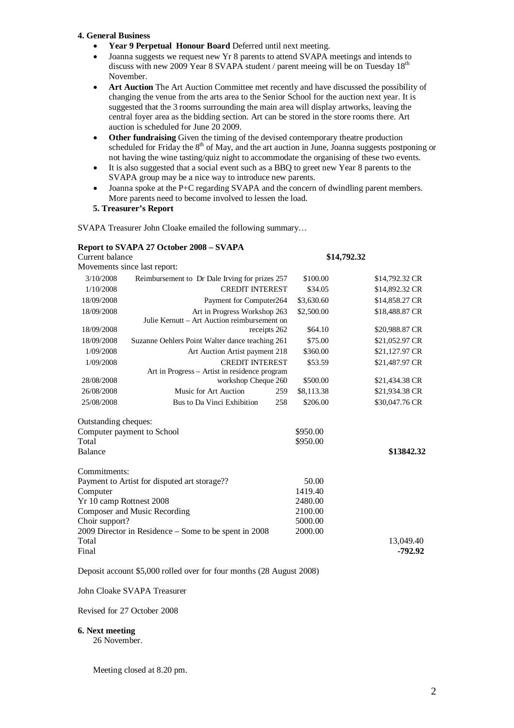**4. General Business**

- **Year 9 Perpetual Honour Board** Deferred until next meeting.
- Joanna suggests we request new Yr 8 parents to attend SVAPA meetings and intends to discuss with new 2009 Year 8 SVAPA student / parent meeing will be on Tuesday 18th November.
- **Art Auction** The Art Auction Committee met recently and have discussed the possibility of changing the venue from the arts area to the Senior School for the auction next year. It is suggested that the 3 rooms surrounding the main area will display artworks, leaving the central foyer area as the bidding section. Art can be stored in the store rooms there. Art auction is scheduled for June 20 2009.
- **Other fundraising** Given the timing of the devised contemporary theatre production scheduled for Friday the 8th of May, and the art auction in June, Joanna suggests postponing or not having the wine tasting/quiz night to accommodate the organising of these two events.
- It is also suggested that a social event such as a BBQ to greet new Year 8 parents to the SVAPA group may be a nice way to introduce new parents.
- Joanna spoke at the P+C regarding SVAPA and the concern of dwindling parent members. More parents need to become involved to lessen the load.

**5. Treasurer's Report**

SVAPA Treasurer John Cloake emailed the following summary…

**Report to SVAPA 27 October 2008 – SVAPA**

Current balance **$14,792.32**

Movements since last report:

| | | | |
|---|---|---|---|
| 3/10/2008 | Reimbursement to Dr Dale Irving for prizes 257 | $100.00 | $14,792.32 CR |
| 1/10/2008 | CREDIT INTEREST | $34.05 | $14,892.32 CR |
| 18/09/2008 | Payment for Computer264 | $3,630.60 | $14,858.27 CR |
| 18/09/2008 | Art in Progress Workshop 263 | $2,500.00 | $18,488.87 CR |
| 18/09/2008 | Julie Kernutt – Art Auction reimbursement on receipts 262 | $64.10 | $20,988.87 CR |
| 18/09/2008 | Suzanne Oehlers Point Walter dance teaching 261 | $75.00 | $21,052.97 CR |
| 1/09/2008 | Art Auction Artist payment 218 | $360.00 | $21,127.97 CR |
| 1/09/2008 | CREDIT INTEREST | $53.59 | $21,487.97 CR |
| 28/08/2008 | Art in Progress – Artist in residence program workshop Cheque 260 | $500.00 | $21,434.38 CR |
| 26/08/2008 | Music for Art Auction 259 | $8,113.38 | $21,934.38 CR |
| 25/08/2008 | Bus to Da Vinci Exhibition 258 | $206.00 | $30,047.76 CR |

| | | |
|---|---|---|
| Outstanding cheques: | | |
| Computer payment to School | $950.00 | |
| Total | $950.00 | |
| Balance | | **$13842.32** |

| | | |
|---|---|---|
| Commitments: | | |
| Payment to Artist for disputed art storage?? | 50.00 | |
| Computer | 1419.40 | |
| Yr 10 camp Rottnest 2008 | 2480.00 | |
| Composer and Music Recording | 2100.00 | |
| Choir support? | 5000.00 | |
| 2009 Director in Residence – Some to be spent in 2008 | 2000.00 | |
| Total | | 13,049.40 |
| Final | | **-792.92** |

Deposit account $5,000 rolled over for four months (28 August 2008)

John Cloake SVAPA Treasurer

Revised for 27 October 2008

**6. Next meeting**

26 November.

Meeting closed at 8.20 pm.